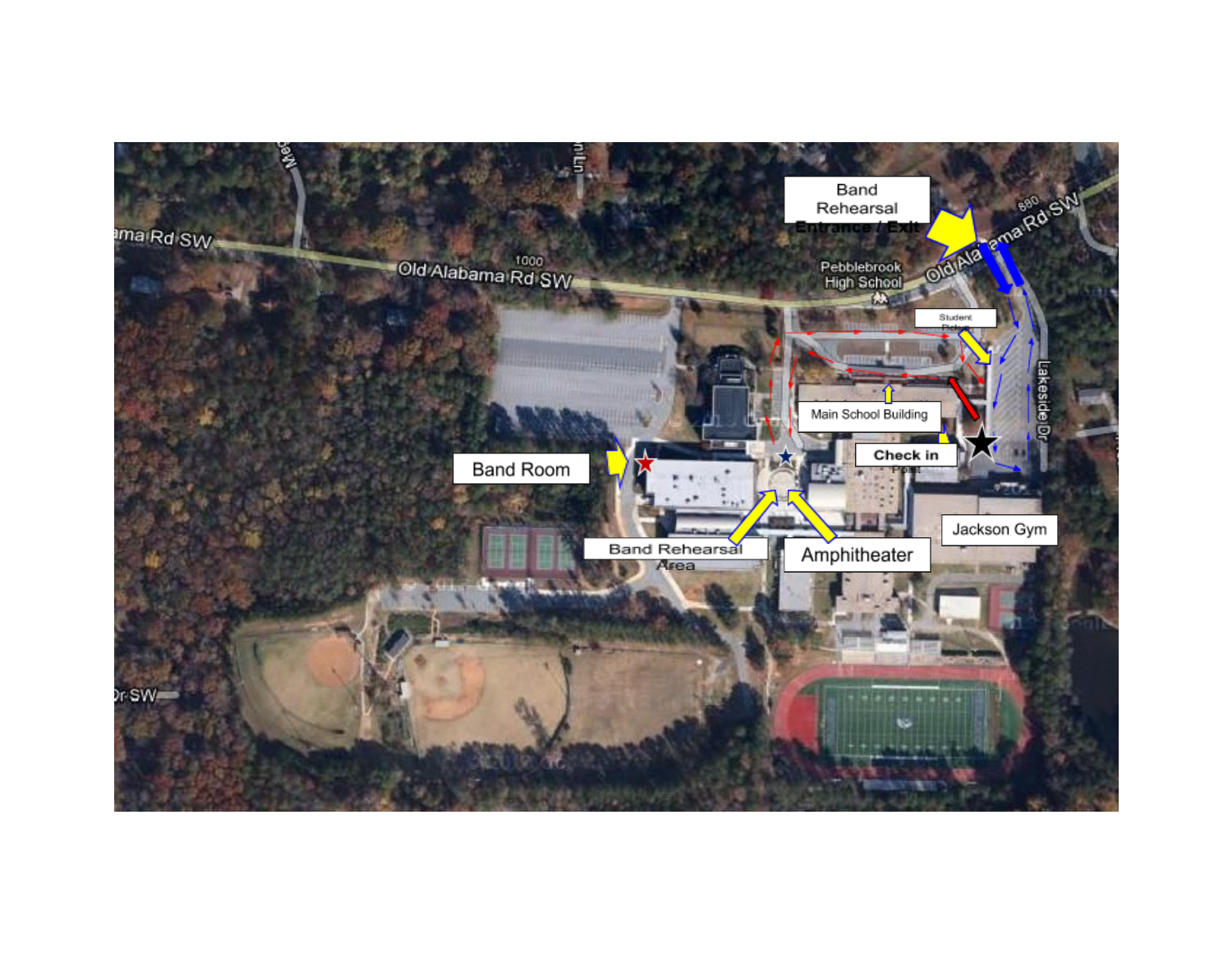Band Rehearsal Entrance / Exit

Old Alabama Rd SW

Pebblebrook High School

Student Pickup

Lakeside Dr

Main School Building

Check in Point

Band Room

Band Rehearsal Area

Amphitheater

Jackson Gym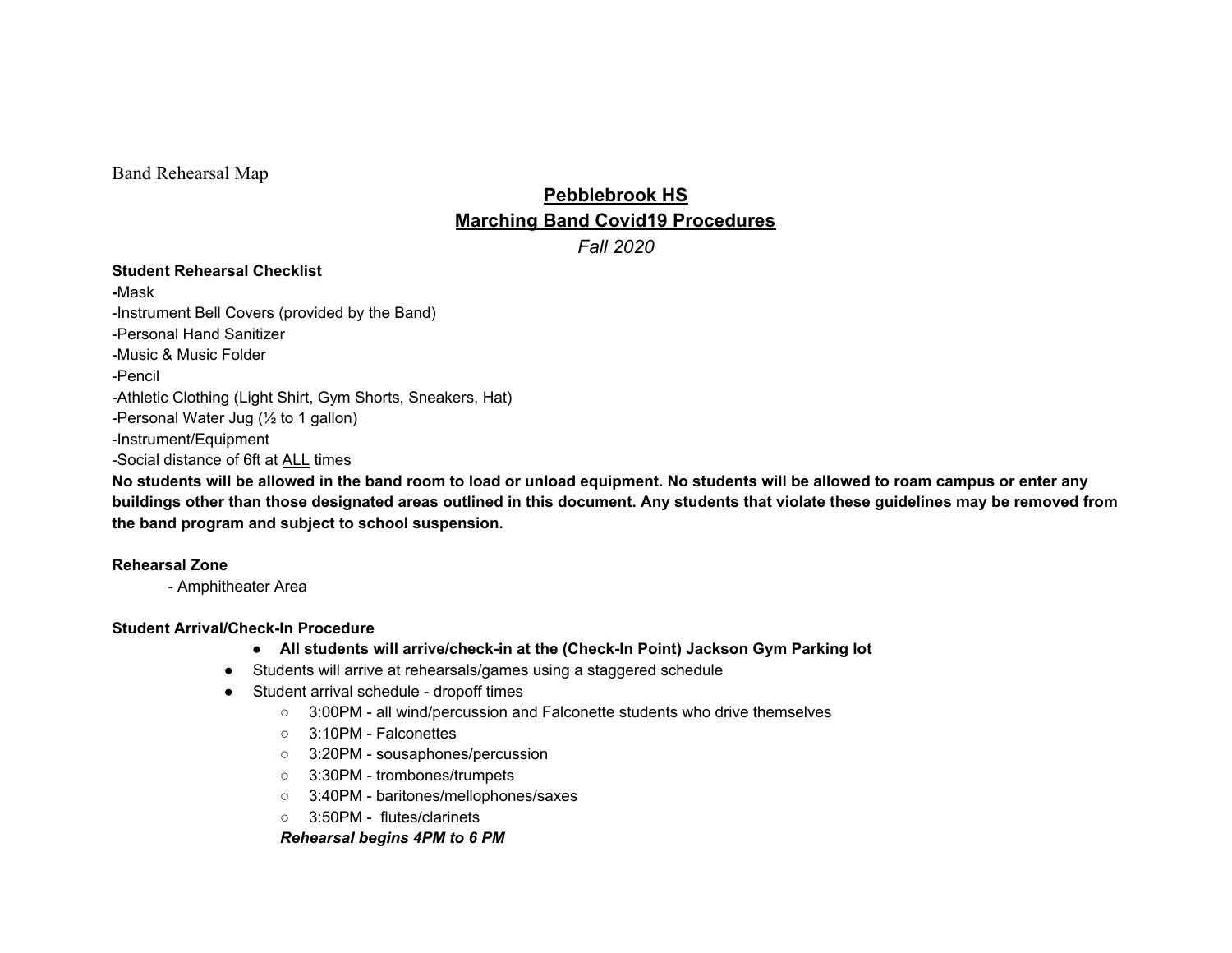Band Rehearsal Map

# Pebblebrook HS

## Marching Band Covid19 Procedures

*Fall 2020*

**Student Rehearsal Checklist**

**-**Mask
-Instrument Bell Covers (provided by the Band)
-Personal Hand Sanitizer
-Music & Music Folder
-Pencil
-Athletic Clothing (Light Shirt, Gym Shorts, Sneakers, Hat)
-Personal Water Jug (½ to 1 gallon)
-Instrument/Equipment
-Social distance of 6ft at ALL times

**No students will be allowed in the band room to load or unload equipment. No students will be allowed to roam campus or enter any buildings other than those designated areas outlined in this document. Any students that violate these guidelines may be removed from the band program and subject to school suspension.**

**Rehearsal Zone**

- Amphitheater Area

**Student Arrival/Check-In Procedure**

- **All students will arrive/check-in at the (Check-In Point) Jackson Gym Parking lot**
- Students will arrive at rehearsals/games using a staggered schedule
- Student arrival schedule - dropoff times
  - 3:00PM - all wind/percussion and Falconette students who drive themselves
  - 3:10PM - Falconettes
  - 3:20PM - sousaphones/percussion
  - 3:30PM - trombones/trumpets
  - 3:40PM - baritones/mellophones/saxes
  - 3:50PM - flutes/clarinets

  ***Rehearsal begins 4PM to 6 PM***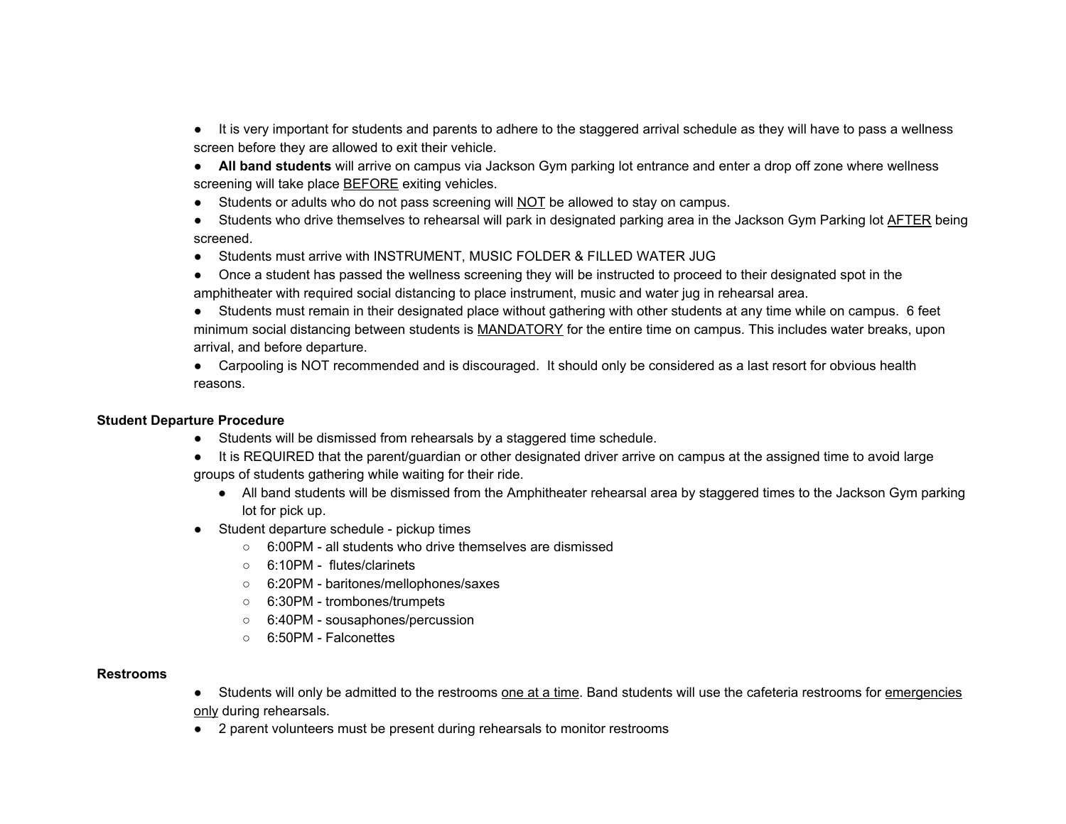- It is very important for students and parents to adhere to the staggered arrival schedule as they will have to pass a wellness screen before they are allowed to exit their vehicle.
- **All band students** will arrive on campus via Jackson Gym parking lot entrance and enter a drop off zone where wellness screening will take place BEFORE exiting vehicles.
- Students or adults who do not pass screening will NOT be allowed to stay on campus.
- Students who drive themselves to rehearsal will park in designated parking area in the Jackson Gym Parking lot AFTER being screened.
- Students must arrive with INSTRUMENT, MUSIC FOLDER & FILLED WATER JUG
- Once a student has passed the wellness screening they will be instructed to proceed to their designated spot in the amphitheater with required social distancing to place instrument, music and water jug in rehearsal area.
- Students must remain in their designated place without gathering with other students at any time while on campus. 6 feet minimum social distancing between students is MANDATORY for the entire time on campus. This includes water breaks, upon arrival, and before departure.
- Carpooling is NOT recommended and is discouraged. It should only be considered as a last resort for obvious health reasons.

**Student Departure Procedure**

- Students will be dismissed from rehearsals by a staggered time schedule.
- It is REQUIRED that the parent/guardian or other designated driver arrive on campus at the assigned time to avoid large groups of students gathering while waiting for their ride.
    - All band students will be dismissed from the Amphitheater rehearsal area by staggered times to the Jackson Gym parking lot for pick up.
- Student departure schedule - pickup times
    - 6:00PM - all students who drive themselves are dismissed
    - 6:10PM - flutes/clarinets
    - 6:20PM - baritones/mellophones/saxes
    - 6:30PM - trombones/trumpets
    - 6:40PM - sousaphones/percussion
    - 6:50PM - Falconettes

**Restrooms**

- Students will only be admitted to the restrooms one at a time. Band students will use the cafeteria restrooms for emergencies only during rehearsals.
- 2 parent volunteers must be present during rehearsals to monitor restrooms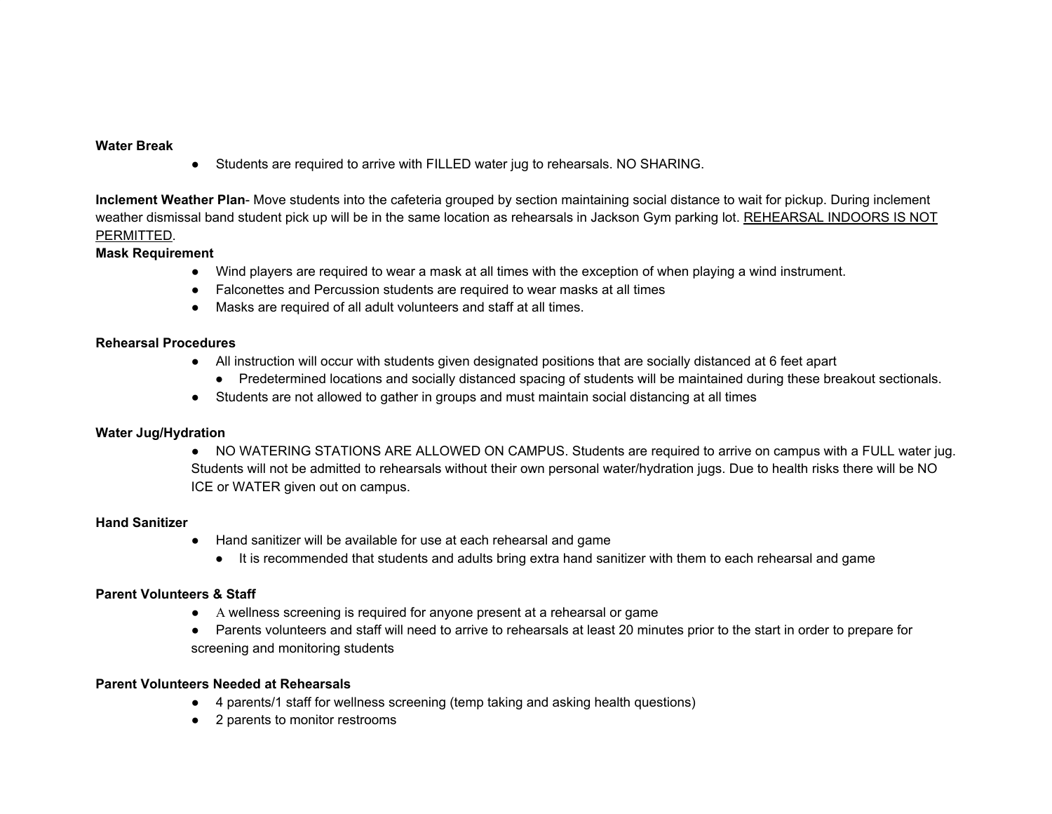**Water Break**

- Students are required to arrive with FILLED water jug to rehearsals. NO SHARING.

**Inclement Weather Plan**- Move students into the cafeteria grouped by section maintaining social distance to wait for pickup. During inclement weather dismissal band student pick up will be in the same location as rehearsals in Jackson Gym parking lot. <u>REHEARSAL INDOORS IS NOT PERMITTED</u>.

**Mask Requirement**

- Wind players are required to wear a mask at all times with the exception of when playing a wind instrument.
- Falconettes and Percussion students are required to wear masks at all times
- Masks are required of all adult volunteers and staff at all times.

**Rehearsal Procedures**

- All instruction will occur with students given designated positions that are socially distanced at 6 feet apart
  - Predetermined locations and socially distanced spacing of students will be maintained during these breakout sectionals.
- Students are not allowed to gather in groups and must maintain social distancing at all times

**Water Jug/Hydration**

- NO WATERING STATIONS ARE ALLOWED ON CAMPUS. Students are required to arrive on campus with a FULL water jug. Students will not be admitted to rehearsals without their own personal water/hydration jugs. Due to health risks there will be NO ICE or WATER given out on campus.

**Hand Sanitizer**

- Hand sanitizer will be available for use at each rehearsal and game
  - It is recommended that students and adults bring extra hand sanitizer with them to each rehearsal and game

**Parent Volunteers & Staff**

- A wellness screening is required for anyone present at a rehearsal or game
- Parents volunteers and staff will need to arrive to rehearsals at least 20 minutes prior to the start in order to prepare for screening and monitoring students

**Parent Volunteers Needed at Rehearsals**

- 4 parents/1 staff for wellness screening (temp taking and asking health questions)
- 2 parents to monitor restrooms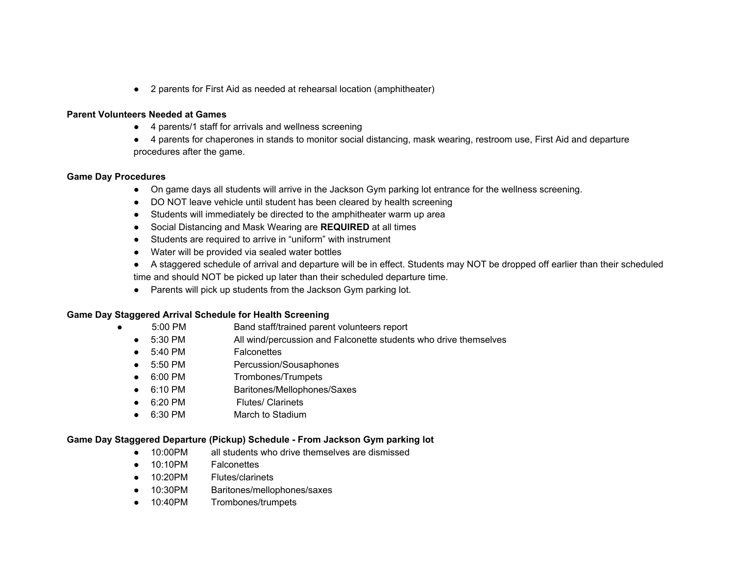- 2 parents for First Aid as needed at rehearsal location (amphitheater)

**Parent Volunteers Needed at Games**

- 4 parents/1 staff for arrivals and wellness screening
- 4 parents for chaperones in stands to monitor social distancing, mask wearing, restroom use, First Aid and departure procedures after the game.

**Game Day Procedures**

- On game days all students will arrive in the Jackson Gym parking lot entrance for the wellness screening.
- DO NOT leave vehicle until student has been cleared by health screening
- Students will immediately be directed to the amphitheater warm up area
- Social Distancing and Mask Wearing are **REQUIRED** at all times
- Students are required to arrive in "uniform" with instrument
- Water will be provided via sealed water bottles
- A staggered schedule of arrival and departure will be in effect. Students may NOT be dropped off earlier than their scheduled time and should NOT be picked up later than their scheduled departure time.
- Parents will pick up students from the Jackson Gym parking lot.

**Game Day Staggered Arrival Schedule for Health Screening**

- 5:00 PM Band staff/trained parent volunteers report
- 5:30 PM All wind/percussion and Falconette students who drive themselves
- 5:40 PM Falconettes
- 5:50 PM Percussion/Sousaphones
- 6:00 PM Trombones/Trumpets
- 6:10 PM Baritones/Mellophones/Saxes
- 6:20 PM Flutes/ Clarinets
- 6:30 PM March to Stadium

**Game Day Staggered Departure (Pickup) Schedule - From Jackson Gym parking lot**

- 10:00PM all students who drive themselves are dismissed
- 10:10PM Falconettes
- 10:20PM Flutes/clarinets
- 10:30PM Baritones/mellophones/saxes
- 10:40PM Trombones/trumpets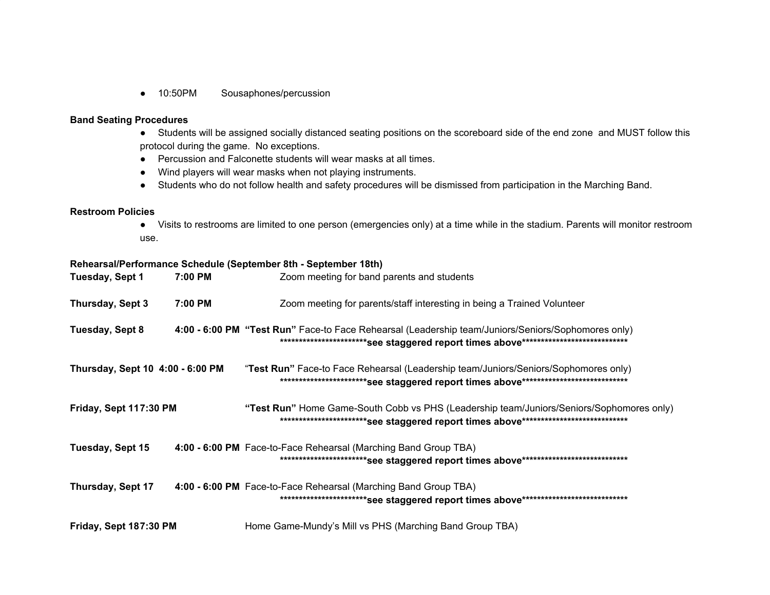- 10:50PM Sousaphones/percussion

**Band Seating Procedures**

- Students will be assigned socially distanced seating positions on the scoreboard side of the end zone and MUST follow this protocol during the game. No exceptions.
- Percussion and Falconette students will wear masks at all times.
- Wind players will wear masks when not playing instruments.
- Students who do not follow health and safety procedures will be dismissed from participation in the Marching Band.

**Restroom Policies**

- Visits to restrooms are limited to one person (emergencies only) at a time while in the stadium. Parents will monitor restroom use.

**Rehearsal/Performance Schedule (September 8th - September 18th)**

**Tuesday, Sept 1** **7:00 PM** Zoom meeting for band parents and students

**Thursday, Sept 3** **7:00 PM** Zoom meeting for parents/staff interesting in being a Trained Volunteer

**Tuesday, Sept 8** **4:00 - 6:00 PM** **"Test Run"** Face-to Face Rehearsal (Leadership team/Juniors/Seniors/Sophomores only)
**************************see staggered report times above******************************

**Thursday, Sept 10** **4:00 - 6:00 PM** "**Test Run"** Face-to Face Rehearsal (Leadership team/Juniors/Seniors/Sophomores only)
**************************see staggered report times above******************************

**Friday, Sept 11** **7:30 PM** **"Test Run"** Home Game-South Cobb vs PHS (Leadership team/Juniors/Seniors/Sophomores only)
**************************see staggered report times above******************************

**Tuesday, Sept 15** **4:00 - 6:00 PM** Face-to-Face Rehearsal (Marching Band Group TBA)
**************************see staggered report times above******************************

**Thursday, Sept 17** **4:00 - 6:00 PM** Face-to-Face Rehearsal (Marching Band Group TBA)
**************************see staggered report times above******************************

**Friday, Sept 18** **7:30 PM** Home Game-Mundy's Mill vs PHS (Marching Band Group TBA)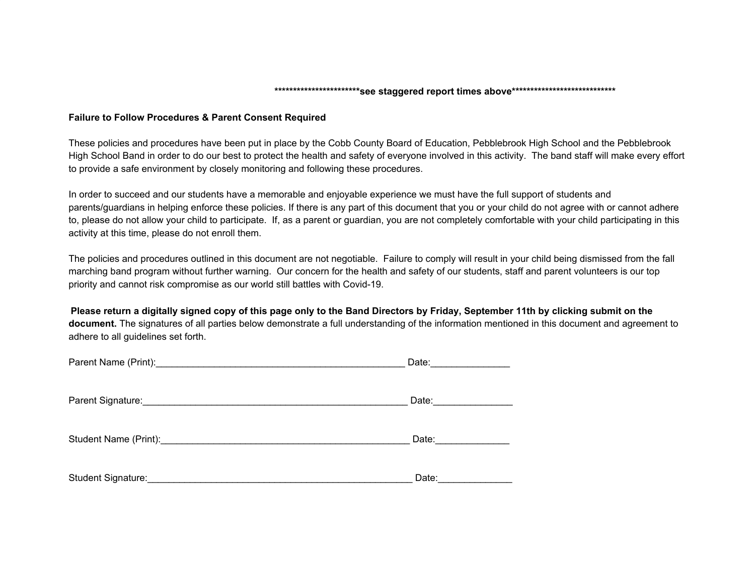**********************see staggered report times above****************************

**Failure to Follow Procedures & Parent Consent Required**

These policies and procedures have been put in place by the Cobb County Board of Education, Pebblebrook High School and the Pebblebrook High School Band in order to do our best to protect the health and safety of everyone involved in this activity. The band staff will make every effort to provide a safe environment by closely monitoring and following these procedures.

In order to succeed and our students have a memorable and enjoyable experience we must have the full support of students and parents/guardians in helping enforce these policies. If there is any part of this document that you or your child do not agree with or cannot adhere to, please do not allow your child to participate. If, as a parent or guardian, you are not completely comfortable with your child participating in this activity at this time, please do not enroll them.

The policies and procedures outlined in this document are not negotiable. Failure to comply will result in your child being dismissed from the fall marching band program without further warning. Our concern for the health and safety of our students, staff and parent volunteers is our top priority and cannot risk compromise as our world still battles with Covid-19.

**Please return a digitally signed copy of this page only to the Band Directors by Friday, September 11th by clicking submit on the document.** The signatures of all parties below demonstrate a full understanding of the information mentioned in this document and agreement to adhere to all guidelines set forth.

Parent Name (Print):_________________________________________________ Date:_______________

Parent Signature:____________________________________________________ Date:_______________

Student Name (Print):________________________________________________ Date:______________

Student Signature:___________________________________________________ Date:______________